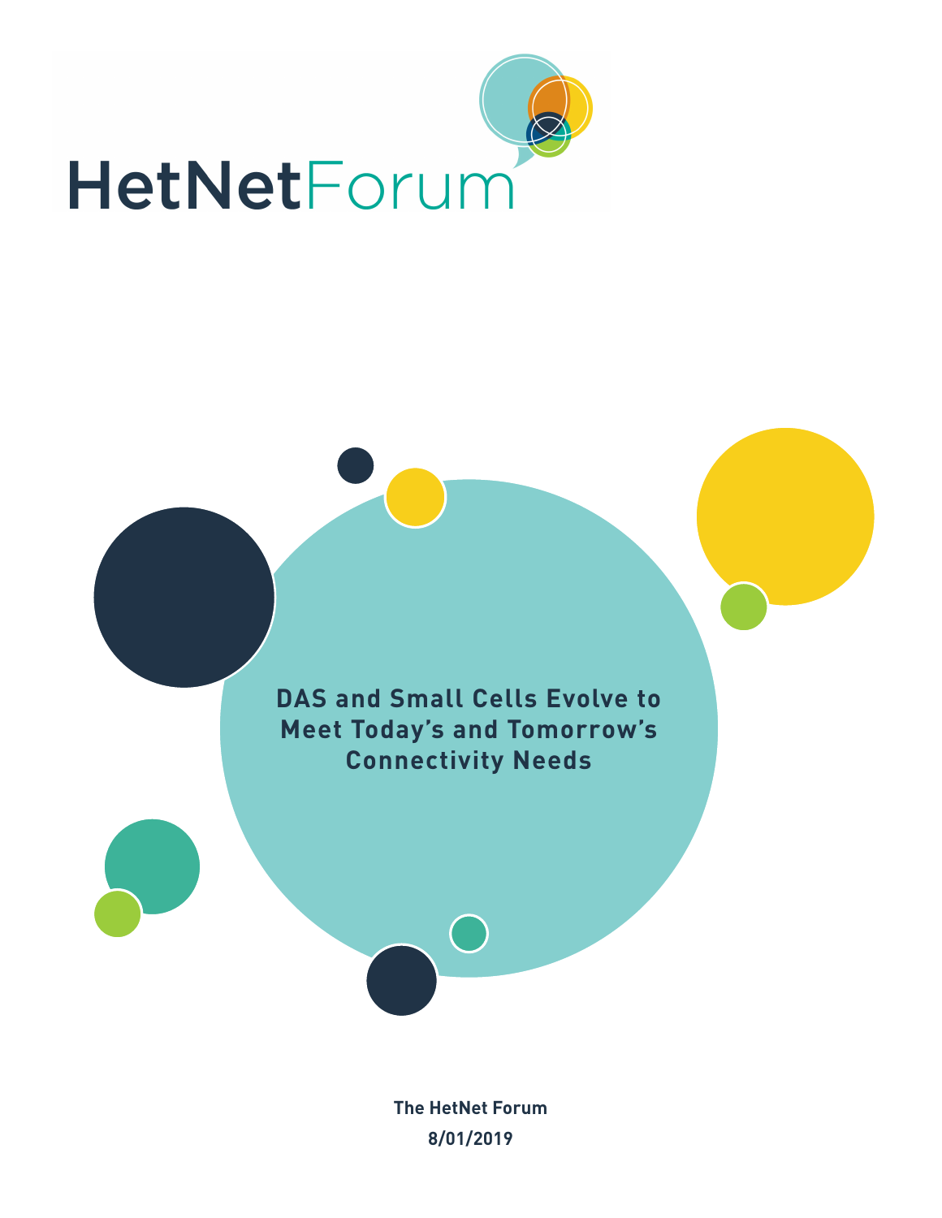HetNetForum

# DAS and Small Cells Evolve to Meet Today's and Tomorrow's Connectivity Needs

**The HetNet Forum**

**8/01/2019**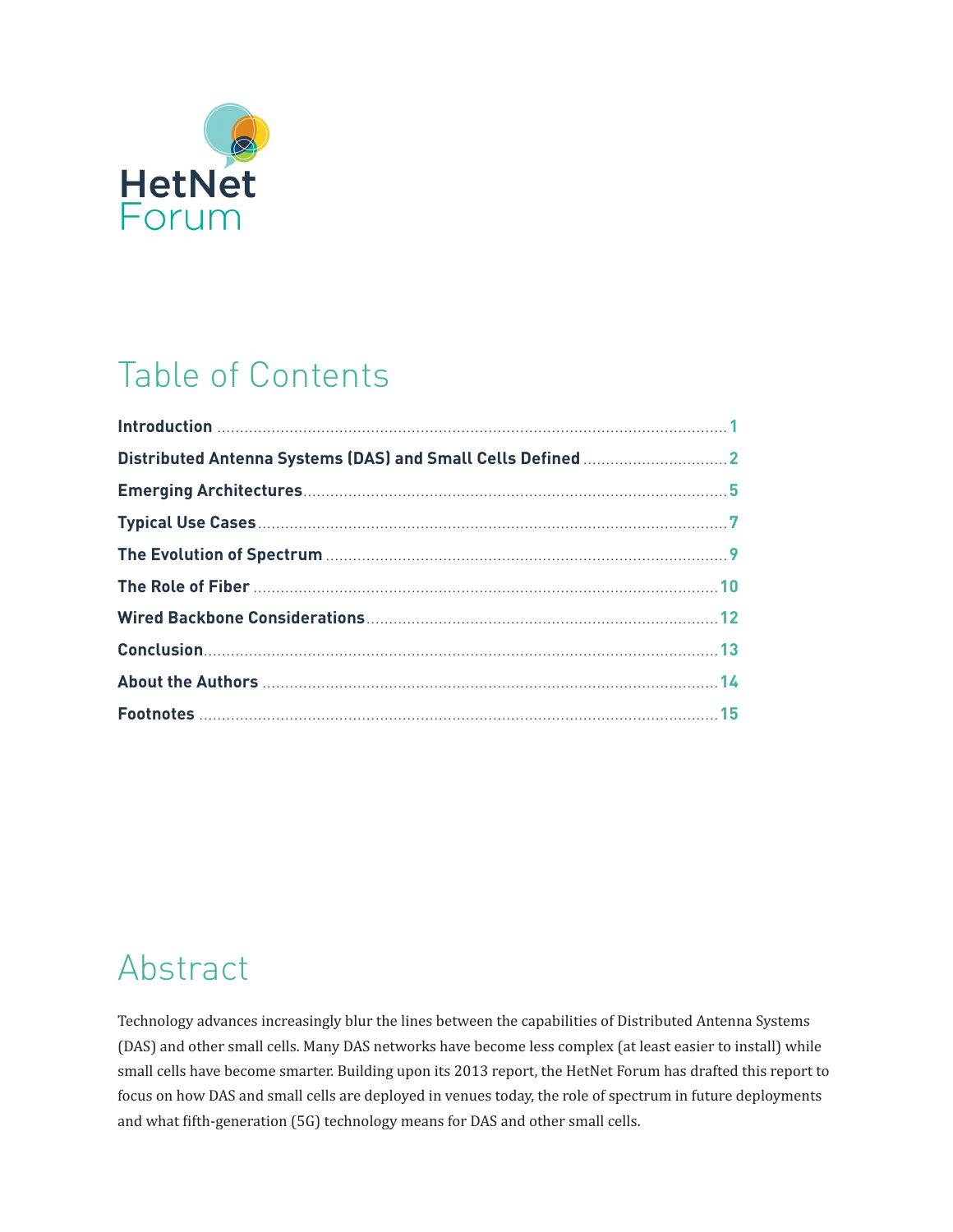HetNet Forum

# Table of Contents

| | |
|---|---|
| **Introduction** | 1 |
| **Distributed Antenna Systems (DAS) and Small Cells Defined** | 2 |
| **Emerging Architectures** | 5 |
| **Typical Use Cases** | 7 |
| **The Evolution of Spectrum** | 9 |
| **The Role of Fiber** | 10 |
| **Wired Backbone Considerations** | 12 |
| **Conclusion** | 13 |
| **About the Authors** | 14 |
| **Footnotes** | 15 |

# Abstract

Technology advances increasingly blur the lines between the capabilities of Distributed Antenna Systems (DAS) and other small cells. Many DAS networks have become less complex (at least easier to install) while small cells have become smarter. Building upon its 2013 report, the HetNet Forum has drafted this report to focus on how DAS and small cells are deployed in venues today, the role of spectrum in future deployments and what fifth-generation (5G) technology means for DAS and other small cells.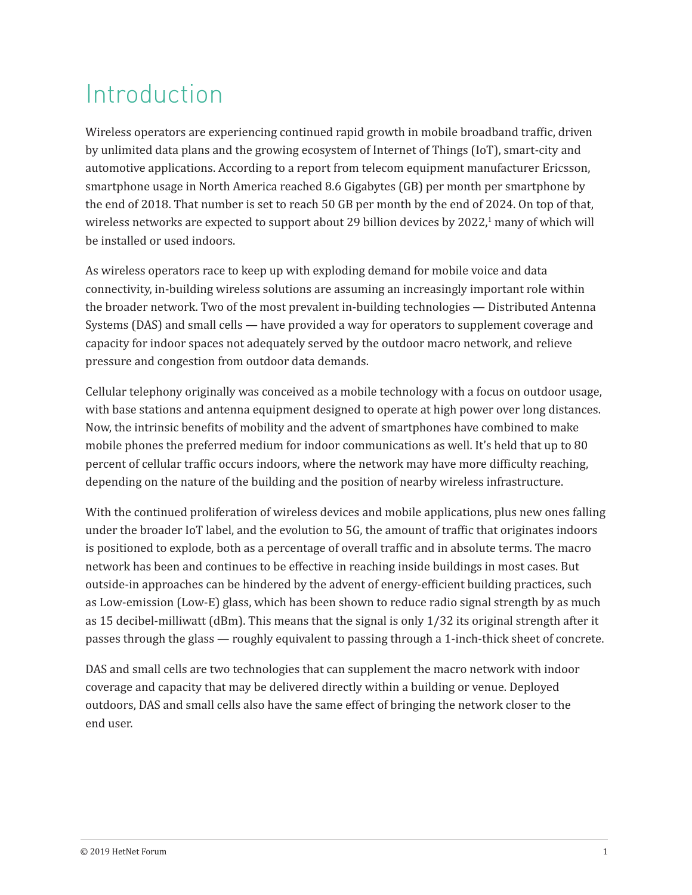# Introduction

Wireless operators are experiencing continued rapid growth in mobile broadband traffic, driven by unlimited data plans and the growing ecosystem of Internet of Things (IoT), smart-city and automotive applications. According to a report from telecom equipment manufacturer Ericsson, smartphone usage in North America reached 8.6 Gigabytes (GB) per month per smartphone by the end of 2018. That number is set to reach 50 GB per month by the end of 2024. On top of that, wireless networks are expected to support about 29 billion devices by 2022,[1] many of which will be installed or used indoors.

As wireless operators race to keep up with exploding demand for mobile voice and data connectivity, in-building wireless solutions are assuming an increasingly important role within the broader network. Two of the most prevalent in-building technologies — Distributed Antenna Systems (DAS) and small cells — have provided a way for operators to supplement coverage and capacity for indoor spaces not adequately served by the outdoor macro network, and relieve pressure and congestion from outdoor data demands.

Cellular telephony originally was conceived as a mobile technology with a focus on outdoor usage, with base stations and antenna equipment designed to operate at high power over long distances. Now, the intrinsic benefits of mobility and the advent of smartphones have combined to make mobile phones the preferred medium for indoor communications as well. It's held that up to 80 percent of cellular traffic occurs indoors, where the network may have more difficulty reaching, depending on the nature of the building and the position of nearby wireless infrastructure.

With the continued proliferation of wireless devices and mobile applications, plus new ones falling under the broader IoT label, and the evolution to 5G, the amount of traffic that originates indoors is positioned to explode, both as a percentage of overall traffic and in absolute terms. The macro network has been and continues to be effective in reaching inside buildings in most cases. But outside-in approaches can be hindered by the advent of energy-efficient building practices, such as Low-emission (Low-E) glass, which has been shown to reduce radio signal strength by as much as 15 decibel-milliwatt (dBm). This means that the signal is only 1/32 its original strength after it passes through the glass — roughly equivalent to passing through a 1-inch-thick sheet of concrete.

DAS and small cells are two technologies that can supplement the macro network with indoor coverage and capacity that may be delivered directly within a building or venue. Deployed outdoors, DAS and small cells also have the same effect of bringing the network closer to the end user.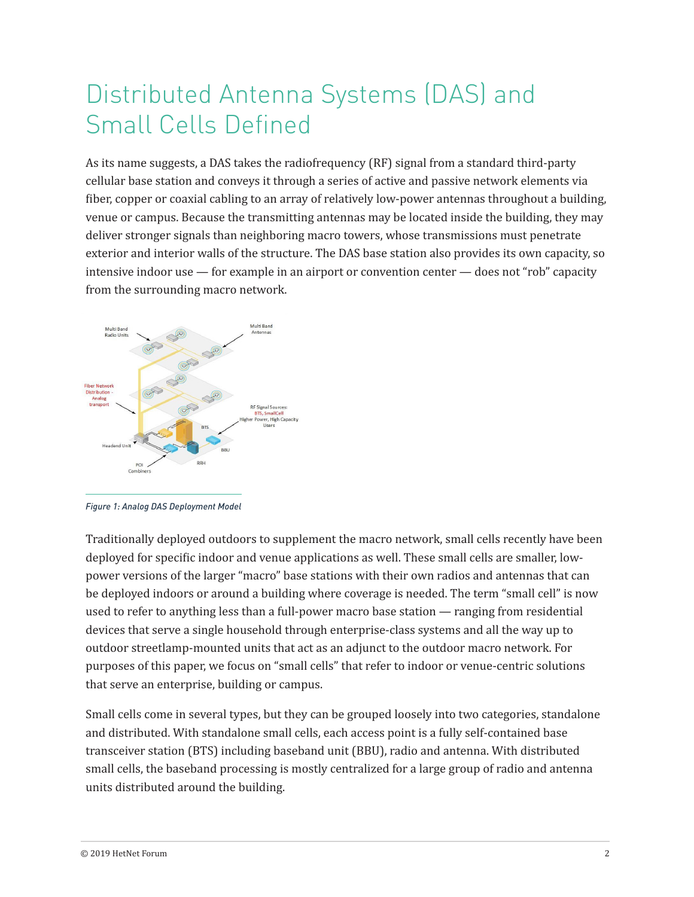# Distributed Antenna Systems (DAS) and Small Cells Defined

As its name suggests, a DAS takes the radiofrequency (RF) signal from a standard third-party cellular base station and conveys it through a series of active and passive network elements via fiber, copper or coaxial cabling to an array of relatively low-power antennas throughout a building, venue or campus. Because the transmitting antennas may be located inside the building, they may deliver stronger signals than neighboring macro towers, whose transmissions must penetrate exterior and interior walls of the structure. The DAS base station also provides its own capacity, so intensive indoor use — for example in an airport or convention center — does not "rob" capacity from the surrounding macro network.

*Figure 1: Analog DAS Deployment Model*

Traditionally deployed outdoors to supplement the macro network, small cells recently have been deployed for specific indoor and venue applications as well. These small cells are smaller, low-power versions of the larger "macro" base stations with their own radios and antennas that can be deployed indoors or around a building where coverage is needed. The term "small cell" is now used to refer to anything less than a full-power macro base station — ranging from residential devices that serve a single household through enterprise-class systems and all the way up to outdoor streetlamp-mounted units that act as an adjunct to the outdoor macro network. For purposes of this paper, we focus on "small cells" that refer to indoor or venue-centric solutions that serve an enterprise, building or campus.

Small cells come in several types, but they can be grouped loosely into two categories, standalone and distributed. With standalone small cells, each access point is a fully self-contained base transceiver station (BTS) including baseband unit (BBU), radio and antenna. With distributed small cells, the baseband processing is mostly centralized for a large group of radio and antenna units distributed around the building.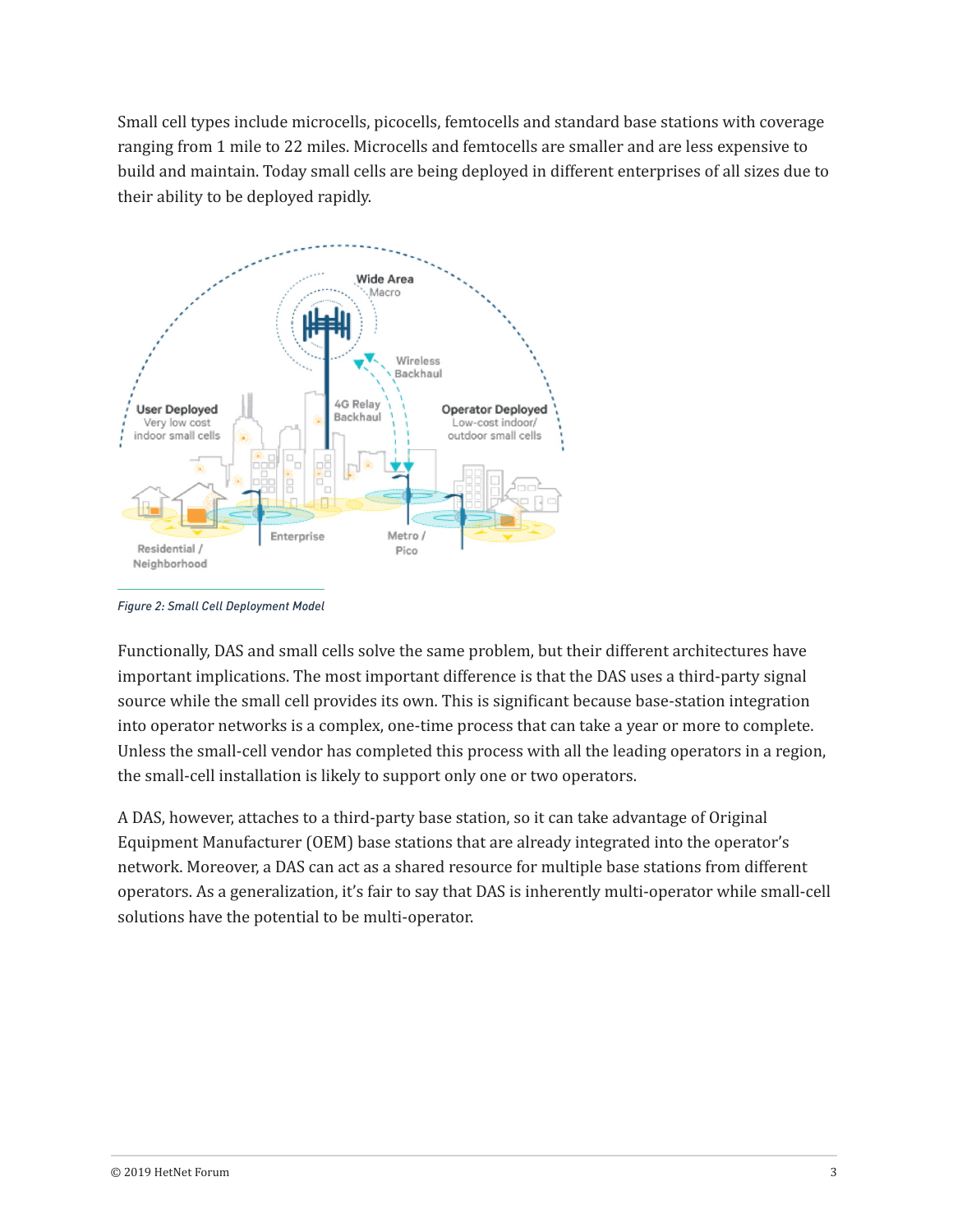Small cell types include microcells, picocells, femtocells and standard base stations with coverage ranging from 1 mile to 22 miles. Microcells and femtocells are smaller and are less expensive to build and maintain. Today small cells are being deployed in different enterprises of all sizes due to their ability to be deployed rapidly.

*Figure 2: Small Cell Deployment Model*

Functionally, DAS and small cells solve the same problem, but their different architectures have important implications. The most important difference is that the DAS uses a third-party signal source while the small cell provides its own. This is significant because base-station integration into operator networks is a complex, one-time process that can take a year or more to complete. Unless the small-cell vendor has completed this process with all the leading operators in a region, the small-cell installation is likely to support only one or two operators.

A DAS, however, attaches to a third-party base station, so it can take advantage of Original Equipment Manufacturer (OEM) base stations that are already integrated into the operator's network. Moreover, a DAS can act as a shared resource for multiple base stations from different operators. As a generalization, it's fair to say that DAS is inherently multi-operator while small-cell solutions have the potential to be multi-operator.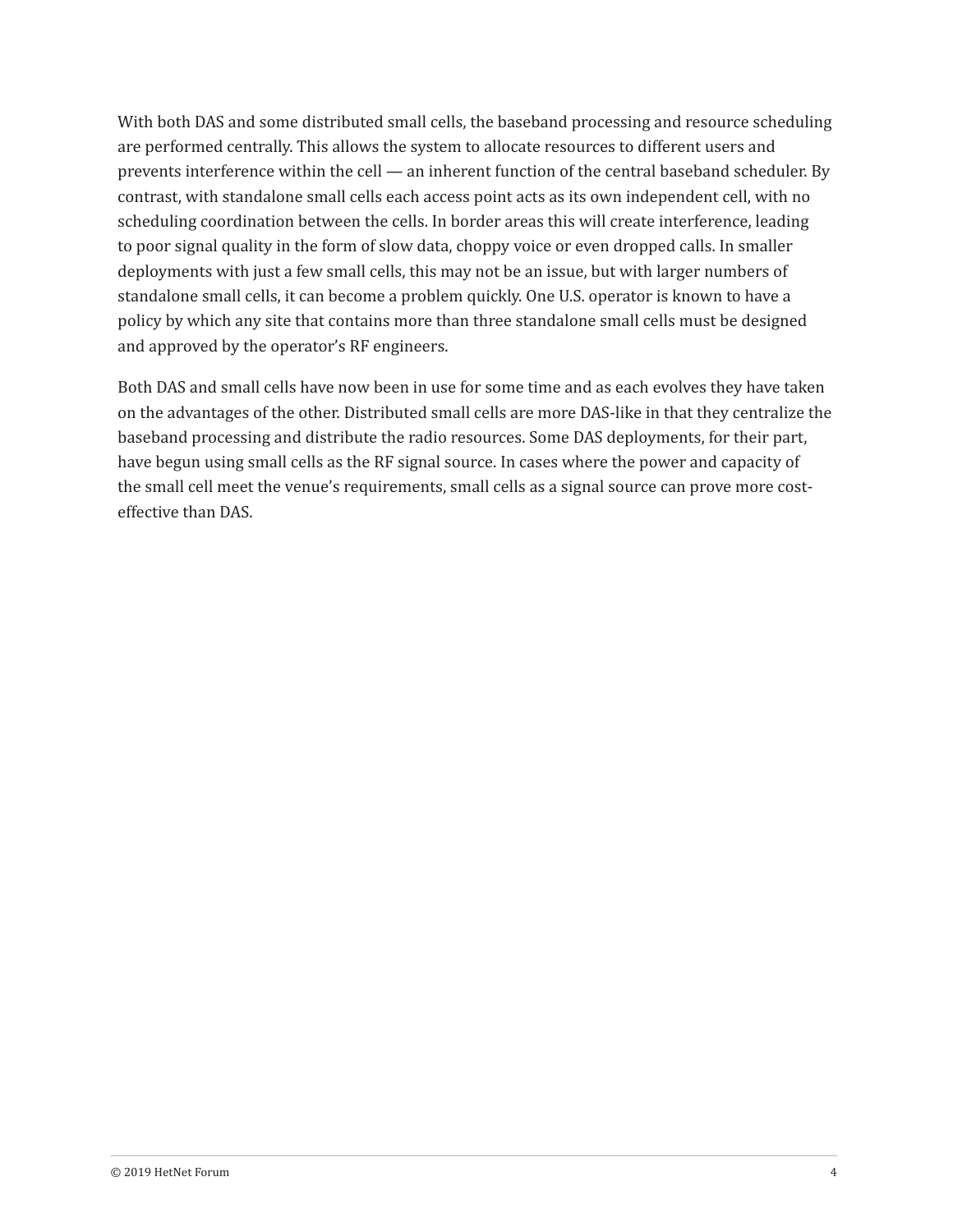With both DAS and some distributed small cells, the baseband processing and resource scheduling are performed centrally. This allows the system to allocate resources to different users and prevents interference within the cell — an inherent function of the central baseband scheduler. By contrast, with standalone small cells each access point acts as its own independent cell, with no scheduling coordination between the cells. In border areas this will create interference, leading to poor signal quality in the form of slow data, choppy voice or even dropped calls. In smaller deployments with just a few small cells, this may not be an issue, but with larger numbers of standalone small cells, it can become a problem quickly. One U.S. operator is known to have a policy by which any site that contains more than three standalone small cells must be designed and approved by the operator's RF engineers.

Both DAS and small cells have now been in use for some time and as each evolves they have taken on the advantages of the other. Distributed small cells are more DAS-like in that they centralize the baseband processing and distribute the radio resources. Some DAS deployments, for their part, have begun using small cells as the RF signal source. In cases where the power and capacity of the small cell meet the venue's requirements, small cells as a signal source can prove more cost-effective than DAS.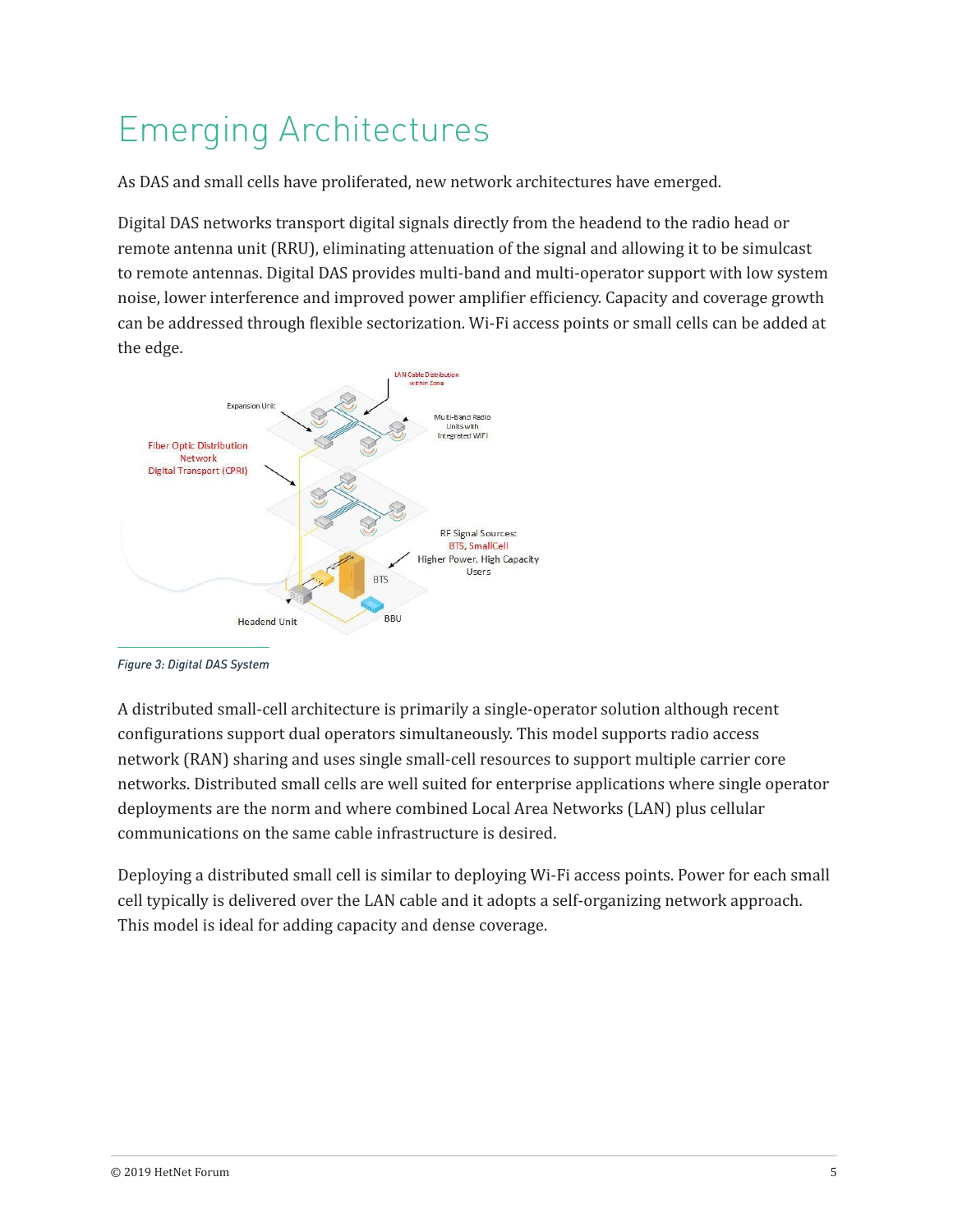# Emerging Architectures

As DAS and small cells have proliferated, new network architectures have emerged.

Digital DAS networks transport digital signals directly from the headend to the radio head or remote antenna unit (RRU), eliminating attenuation of the signal and allowing it to be simulcast to remote antennas. Digital DAS provides multi-band and multi-operator support with low system noise, lower interference and improved power amplifier efficiency. Capacity and coverage growth can be addressed through flexible sectorization. Wi-Fi access points or small cells can be added at the edge.

*Figure 3: Digital DAS System*

A distributed small-cell architecture is primarily a single-operator solution although recent configurations support dual operators simultaneously. This model supports radio access network (RAN) sharing and uses single small-cell resources to support multiple carrier core networks. Distributed small cells are well suited for enterprise applications where single operator deployments are the norm and where combined Local Area Networks (LAN) plus cellular communications on the same cable infrastructure is desired.

Deploying a distributed small cell is similar to deploying Wi-Fi access points. Power for each small cell typically is delivered over the LAN cable and it adopts a self-organizing network approach. This model is ideal for adding capacity and dense coverage.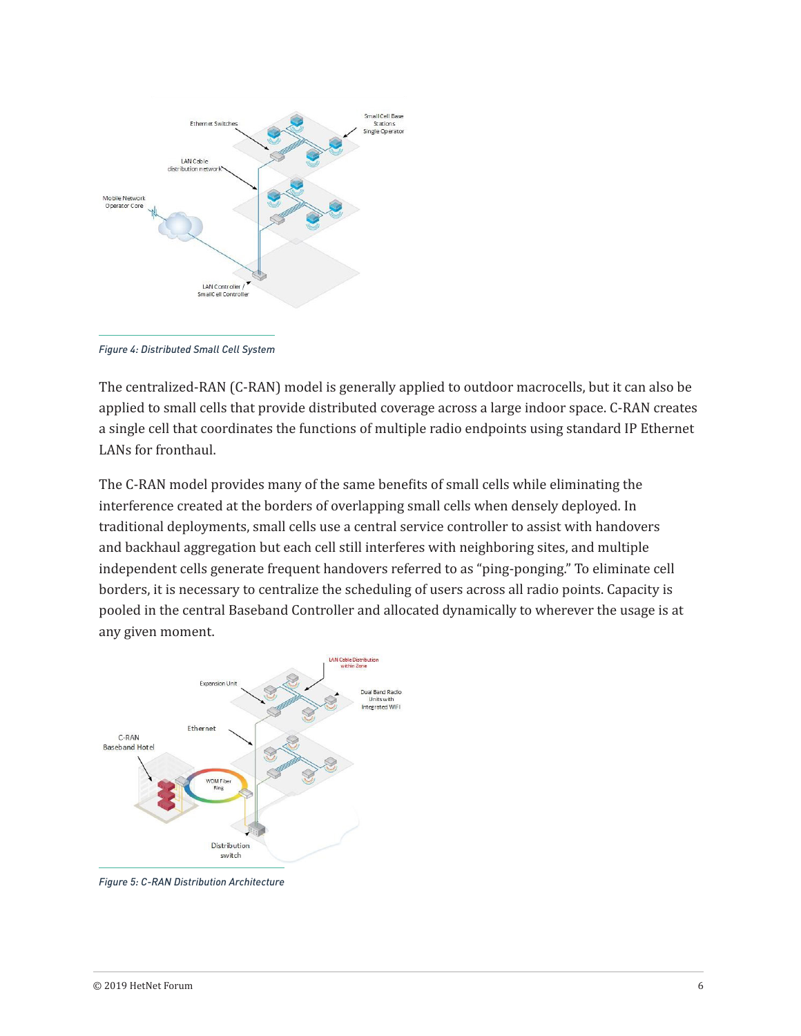*Figure 4: Distributed Small Cell System*

The centralized-RAN (C-RAN) model is generally applied to outdoor macrocells, but it can also be applied to small cells that provide distributed coverage across a large indoor space. C-RAN creates a single cell that coordinates the functions of multiple radio endpoints using standard IP Ethernet LANs for fronthaul.

The C-RAN model provides many of the same benefits of small cells while eliminating the interference created at the borders of overlapping small cells when densely deployed. In traditional deployments, small cells use a central service controller to assist with handovers and backhaul aggregation but each cell still interferes with neighboring sites, and multiple independent cells generate frequent handovers referred to as "ping-ponging." To eliminate cell borders, it is necessary to centralize the scheduling of users across all radio points. Capacity is pooled in the central Baseband Controller and allocated dynamically to wherever the usage is at any given moment.

*Figure 5: C-RAN Distribution Architecture*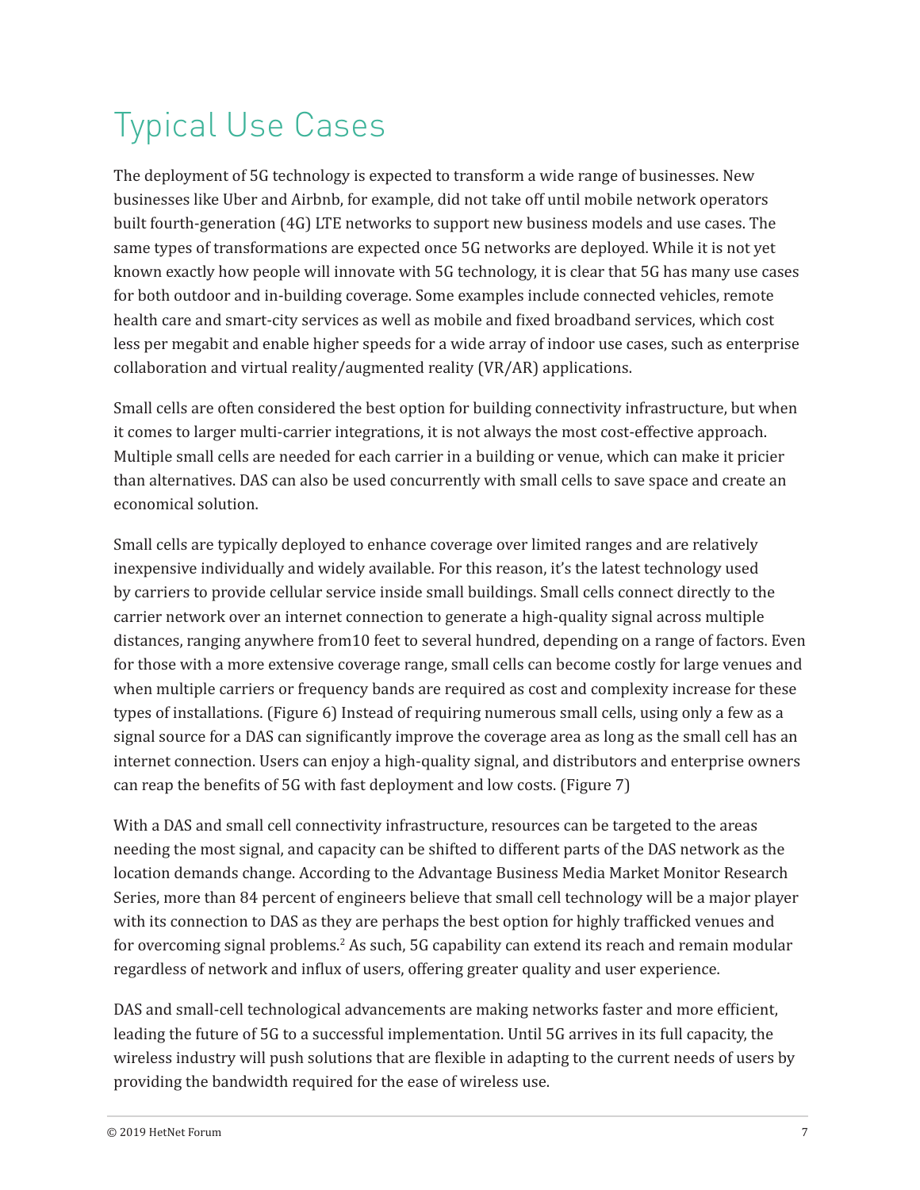# Typical Use Cases

The deployment of 5G technology is expected to transform a wide range of businesses. New businesses like Uber and Airbnb, for example, did not take off until mobile network operators built fourth-generation (4G) LTE networks to support new business models and use cases. The same types of transformations are expected once 5G networks are deployed. While it is not yet known exactly how people will innovate with 5G technology, it is clear that 5G has many use cases for both outdoor and in-building coverage. Some examples include connected vehicles, remote health care and smart-city services as well as mobile and fixed broadband services, which cost less per megabit and enable higher speeds for a wide array of indoor use cases, such as enterprise collaboration and virtual reality/augmented reality (VR/AR) applications.

Small cells are often considered the best option for building connectivity infrastructure, but when it comes to larger multi-carrier integrations, it is not always the most cost-effective approach. Multiple small cells are needed for each carrier in a building or venue, which can make it pricier than alternatives. DAS can also be used concurrently with small cells to save space and create an economical solution.

Small cells are typically deployed to enhance coverage over limited ranges and are relatively inexpensive individually and widely available. For this reason, it's the latest technology used by carriers to provide cellular service inside small buildings. Small cells connect directly to the carrier network over an internet connection to generate a high-quality signal across multiple distances, ranging anywhere from10 feet to several hundred, depending on a range of factors. Even for those with a more extensive coverage range, small cells can become costly for large venues and when multiple carriers or frequency bands are required as cost and complexity increase for these types of installations. (Figure 6) Instead of requiring numerous small cells, using only a few as a signal source for a DAS can significantly improve the coverage area as long as the small cell has an internet connection. Users can enjoy a high-quality signal, and distributors and enterprise owners can reap the benefits of 5G with fast deployment and low costs. (Figure 7)

With a DAS and small cell connectivity infrastructure, resources can be targeted to the areas needing the most signal, and capacity can be shifted to different parts of the DAS network as the location demands change. According to the Advantage Business Media Market Monitor Research Series, more than 84 percent of engineers believe that small cell technology will be a major player with its connection to DAS as they are perhaps the best option for highly trafficked venues and for overcoming signal problems.[2] As such, 5G capability can extend its reach and remain modular regardless of network and influx of users, offering greater quality and user experience.

DAS and small-cell technological advancements are making networks faster and more efficient, leading the future of 5G to a successful implementation. Until 5G arrives in its full capacity, the wireless industry will push solutions that are flexible in adapting to the current needs of users by providing the bandwidth required for the ease of wireless use.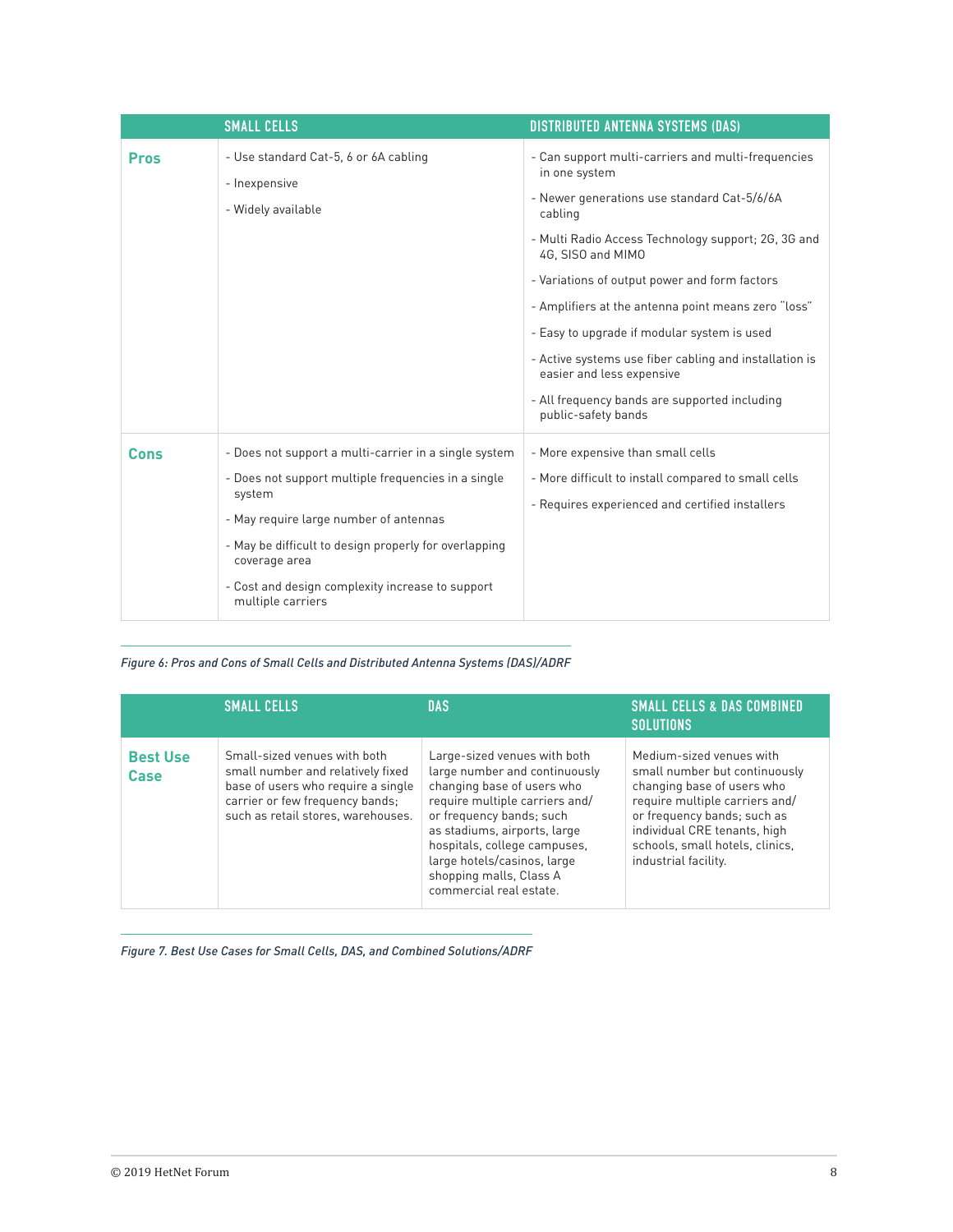| | SMALL CELLS | DISTRIBUTED ANTENNA SYSTEMS (DAS) |
|---|---|---|
| **Pros** | - Use standard Cat-5, 6 or 6A cabling<br>- Inexpensive<br>- Widely available | - Can support multi-carriers and multi-frequencies in one system<br>- Newer generations use standard Cat-5/6/6A cabling<br>- Multi Radio Access Technology support; 2G, 3G and 4G, SISO and MIMO<br>- Variations of output power and form factors<br>- Amplifiers at the antenna point means zero "loss"<br>- Easy to upgrade if modular system is used<br>- Active systems use fiber cabling and installation is easier and less expensive<br>- All frequency bands are supported including public-safety bands |
| **Cons** | - Does not support a multi-carrier in a single system<br>- Does not support multiple frequencies in a single system<br>- May require large number of antennas<br>- May be difficult to design properly for overlapping coverage area<br>- Cost and design complexity increase to support multiple carriers | - More expensive than small cells<br>- More difficult to install compared to small cells<br>- Requires experienced and certified installers |

*Figure 6: Pros and Cons of Small Cells and Distributed Antenna Systems (DAS)/ADRF*

| | SMALL CELLS | DAS | SMALL CELLS & DAS COMBINED SOLUTIONS |
|---|---|---|---|
| **Best Use Case** | Small-sized venues with both small number and relatively fixed base of users who require a single carrier or few frequency bands; such as retail stores, warehouses. | Large-sized venues with both large number and continuously changing base of users who require multiple carriers and/or frequency bands; such as stadiums, airports, large hospitals, college campuses, large hotels/casinos, large shopping malls, Class A commercial real estate. | Medium-sized venues with small number but continuously changing base of users who require multiple carriers and/or frequency bands; such as individual CRE tenants, high schools, small hotels, clinics, industrial facility. |

*Figure 7. Best Use Cases for Small Cells, DAS, and Combined Solutions/ADRF*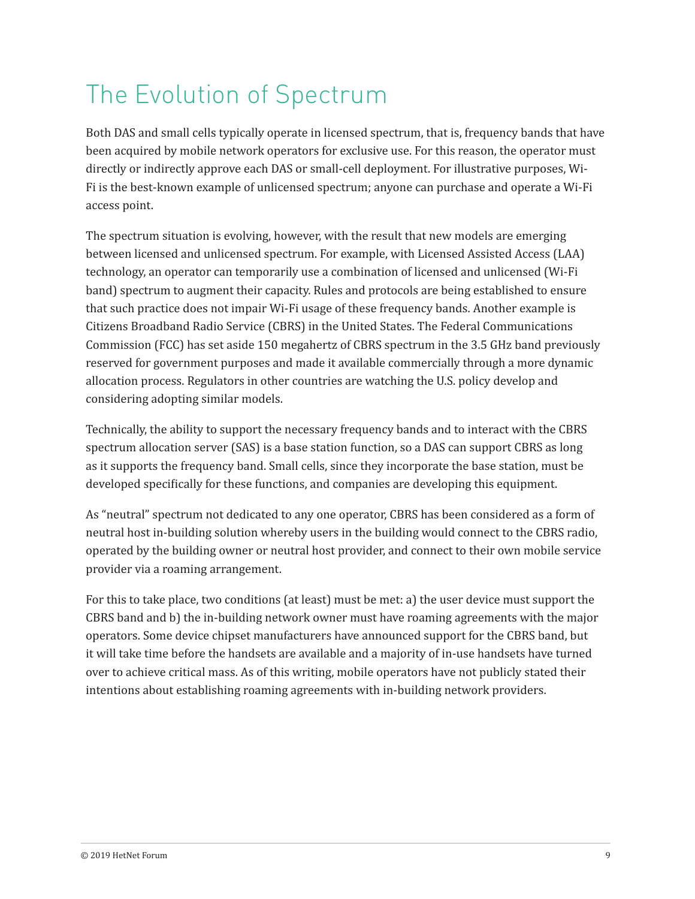# The Evolution of Spectrum

Both DAS and small cells typically operate in licensed spectrum, that is, frequency bands that have been acquired by mobile network operators for exclusive use. For this reason, the operator must directly or indirectly approve each DAS or small-cell deployment. For illustrative purposes, Wi-Fi is the best-known example of unlicensed spectrum; anyone can purchase and operate a Wi-Fi access point.

The spectrum situation is evolving, however, with the result that new models are emerging between licensed and unlicensed spectrum. For example, with Licensed Assisted Access (LAA) technology, an operator can temporarily use a combination of licensed and unlicensed (Wi-Fi band) spectrum to augment their capacity. Rules and protocols are being established to ensure that such practice does not impair Wi-Fi usage of these frequency bands. Another example is Citizens Broadband Radio Service (CBRS) in the United States. The Federal Communications Commission (FCC) has set aside 150 megahertz of CBRS spectrum in the 3.5 GHz band previously reserved for government purposes and made it available commercially through a more dynamic allocation process. Regulators in other countries are watching the U.S. policy develop and considering adopting similar models.

Technically, the ability to support the necessary frequency bands and to interact with the CBRS spectrum allocation server (SAS) is a base station function, so a DAS can support CBRS as long as it supports the frequency band. Small cells, since they incorporate the base station, must be developed specifically for these functions, and companies are developing this equipment.

As "neutral" spectrum not dedicated to any one operator, CBRS has been considered as a form of neutral host in-building solution whereby users in the building would connect to the CBRS radio, operated by the building owner or neutral host provider, and connect to their own mobile service provider via a roaming arrangement.

For this to take place, two conditions (at least) must be met: a) the user device must support the CBRS band and b) the in-building network owner must have roaming agreements with the major operators. Some device chipset manufacturers have announced support for the CBRS band, but it will take time before the handsets are available and a majority of in-use handsets have turned over to achieve critical mass. As of this writing, mobile operators have not publicly stated their intentions about establishing roaming agreements with in-building network providers.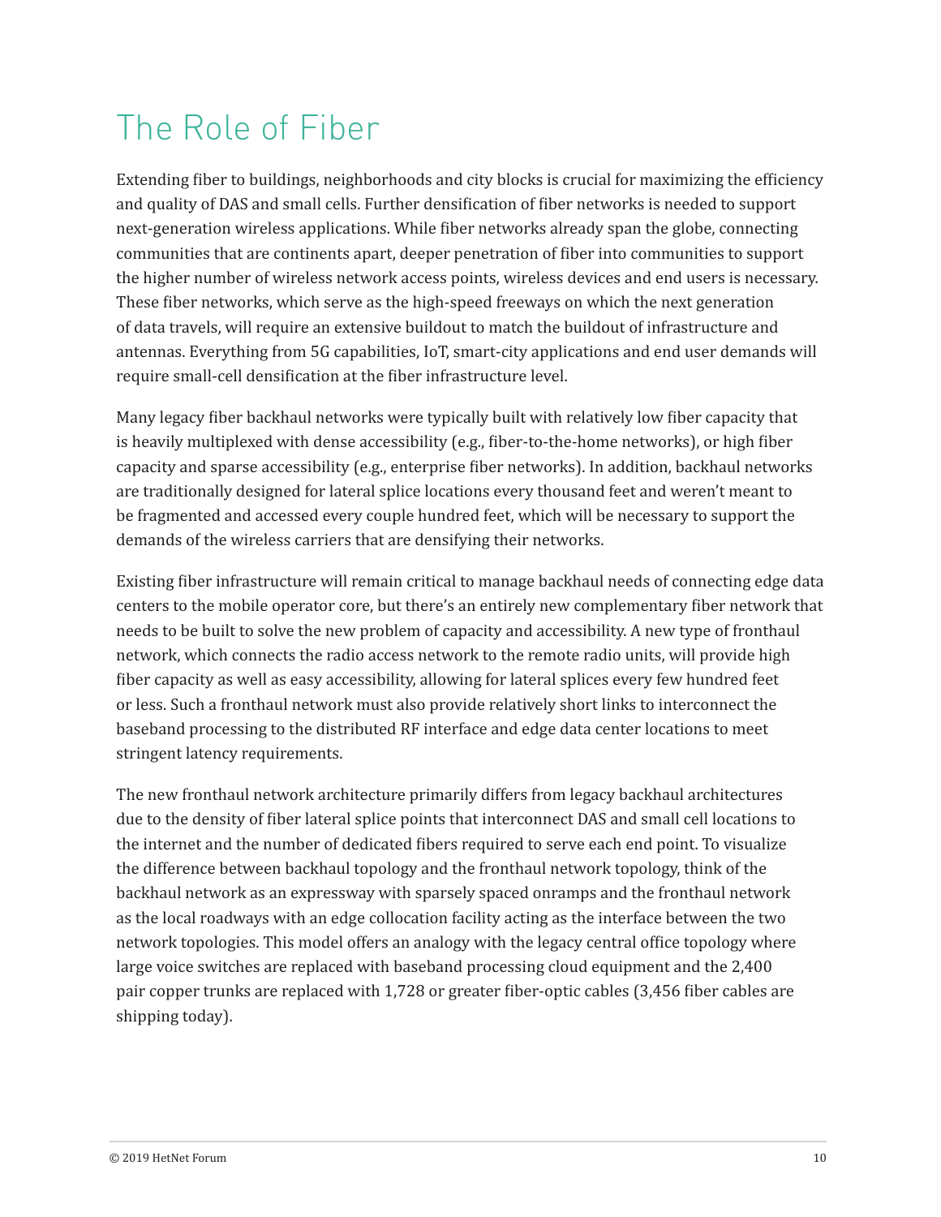# The Role of Fiber

Extending fiber to buildings, neighborhoods and city blocks is crucial for maximizing the efficiency and quality of DAS and small cells. Further densification of fiber networks is needed to support next-generation wireless applications. While fiber networks already span the globe, connecting communities that are continents apart, deeper penetration of fiber into communities to support the higher number of wireless network access points, wireless devices and end users is necessary. These fiber networks, which serve as the high-speed freeways on which the next generation of data travels, will require an extensive buildout to match the buildout of infrastructure and antennas. Everything from 5G capabilities, IoT, smart-city applications and end user demands will require small-cell densification at the fiber infrastructure level.

Many legacy fiber backhaul networks were typically built with relatively low fiber capacity that is heavily multiplexed with dense accessibility (e.g., fiber-to-the-home networks), or high fiber capacity and sparse accessibility (e.g., enterprise fiber networks). In addition, backhaul networks are traditionally designed for lateral splice locations every thousand feet and weren't meant to be fragmented and accessed every couple hundred feet, which will be necessary to support the demands of the wireless carriers that are densifying their networks.

Existing fiber infrastructure will remain critical to manage backhaul needs of connecting edge data centers to the mobile operator core, but there's an entirely new complementary fiber network that needs to be built to solve the new problem of capacity and accessibility. A new type of fronthaul network, which connects the radio access network to the remote radio units, will provide high fiber capacity as well as easy accessibility, allowing for lateral splices every few hundred feet or less. Such a fronthaul network must also provide relatively short links to interconnect the baseband processing to the distributed RF interface and edge data center locations to meet stringent latency requirements.

The new fronthaul network architecture primarily differs from legacy backhaul architectures due to the density of fiber lateral splice points that interconnect DAS and small cell locations to the internet and the number of dedicated fibers required to serve each end point. To visualize the difference between backhaul topology and the fronthaul network topology, think of the backhaul network as an expressway with sparsely spaced onramps and the fronthaul network as the local roadways with an edge collocation facility acting as the interface between the two network topologies. This model offers an analogy with the legacy central office topology where large voice switches are replaced with baseband processing cloud equipment and the 2,400 pair copper trunks are replaced with 1,728 or greater fiber-optic cables (3,456 fiber cables are shipping today).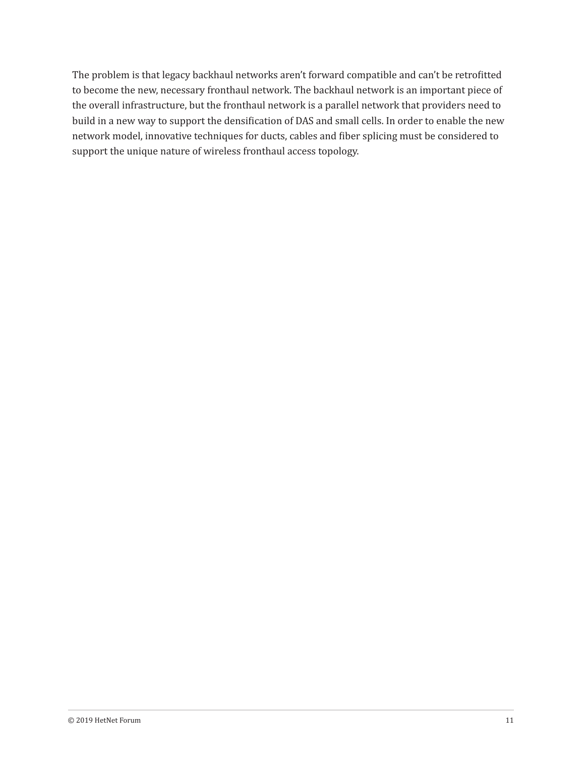The problem is that legacy backhaul networks aren't forward compatible and can't be retrofitted to become the new, necessary fronthaul network. The backhaul network is an important piece of the overall infrastructure, but the fronthaul network is a parallel network that providers need to build in a new way to support the densification of DAS and small cells. In order to enable the new network model, innovative techniques for ducts, cables and fiber splicing must be considered to support the unique nature of wireless fronthaul access topology.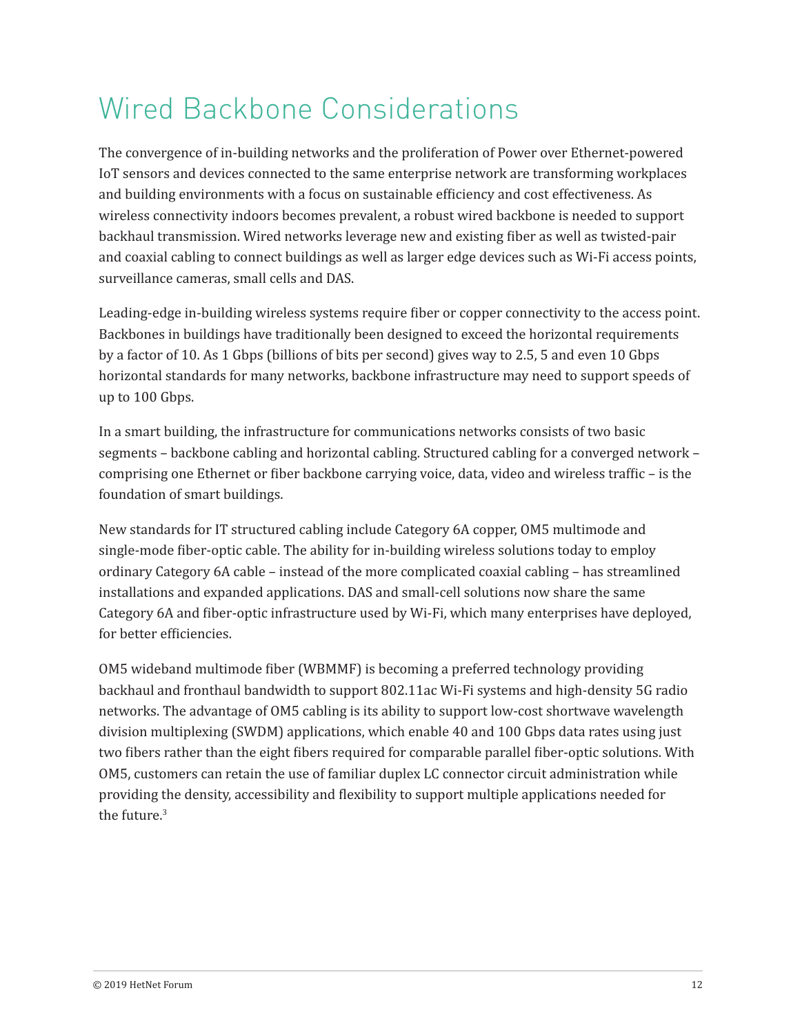# Wired Backbone Considerations

The convergence of in-building networks and the proliferation of Power over Ethernet-powered IoT sensors and devices connected to the same enterprise network are transforming workplaces and building environments with a focus on sustainable efficiency and cost effectiveness. As wireless connectivity indoors becomes prevalent, a robust wired backbone is needed to support backhaul transmission. Wired networks leverage new and existing fiber as well as twisted-pair and coaxial cabling to connect buildings as well as larger edge devices such as Wi-Fi access points, surveillance cameras, small cells and DAS.

Leading-edge in-building wireless systems require fiber or copper connectivity to the access point. Backbones in buildings have traditionally been designed to exceed the horizontal requirements by a factor of 10. As 1 Gbps (billions of bits per second) gives way to 2.5, 5 and even 10 Gbps horizontal standards for many networks, backbone infrastructure may need to support speeds of up to 100 Gbps.

In a smart building, the infrastructure for communications networks consists of two basic segments – backbone cabling and horizontal cabling. Structured cabling for a converged network – comprising one Ethernet or fiber backbone carrying voice, data, video and wireless traffic – is the foundation of smart buildings.

New standards for IT structured cabling include Category 6A copper, OM5 multimode and single-mode fiber-optic cable. The ability for in-building wireless solutions today to employ ordinary Category 6A cable – instead of the more complicated coaxial cabling – has streamlined installations and expanded applications. DAS and small-cell solutions now share the same Category 6A and fiber-optic infrastructure used by Wi-Fi, which many enterprises have deployed, for better efficiencies.

OM5 wideband multimode fiber (WBMMF) is becoming a preferred technology providing backhaul and fronthaul bandwidth to support 802.11ac Wi-Fi systems and high-density 5G radio networks. The advantage of OM5 cabling is its ability to support low-cost shortwave wavelength division multiplexing (SWDM) applications, which enable 40 and 100 Gbps data rates using just two fibers rather than the eight fibers required for comparable parallel fiber-optic solutions. With OM5, customers can retain the use of familiar duplex LC connector circuit administration while providing the density, accessibility and flexibility to support multiple applications needed for the future.[3]

© 2019 HetNet Forum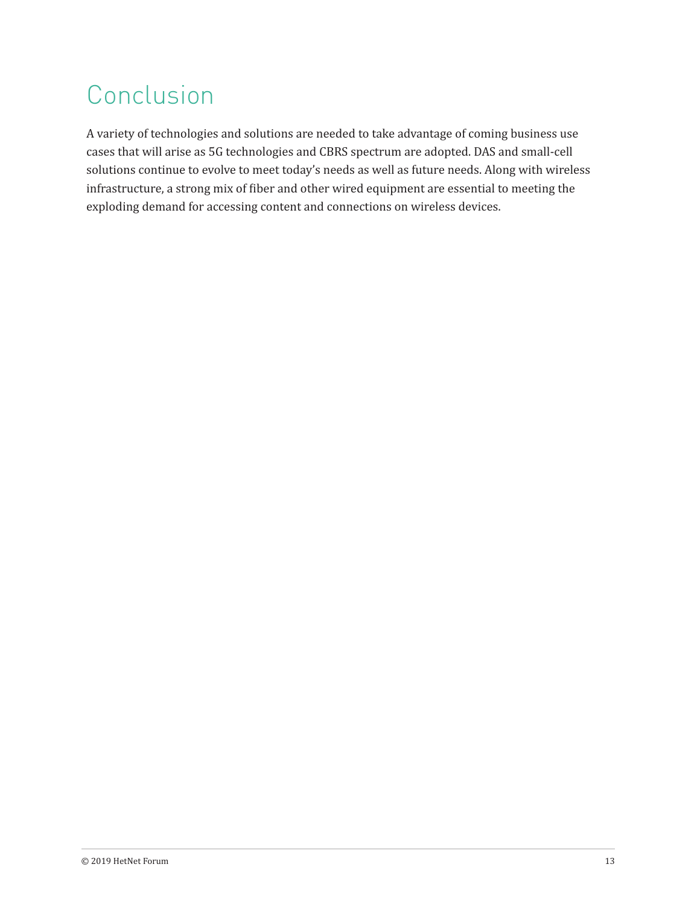# Conclusion

A variety of technologies and solutions are needed to take advantage of coming business use cases that will arise as 5G technologies and CBRS spectrum are adopted. DAS and small-cell solutions continue to evolve to meet today's needs as well as future needs. Along with wireless infrastructure, a strong mix of fiber and other wired equipment are essential to meeting the exploding demand for accessing content and connections on wireless devices.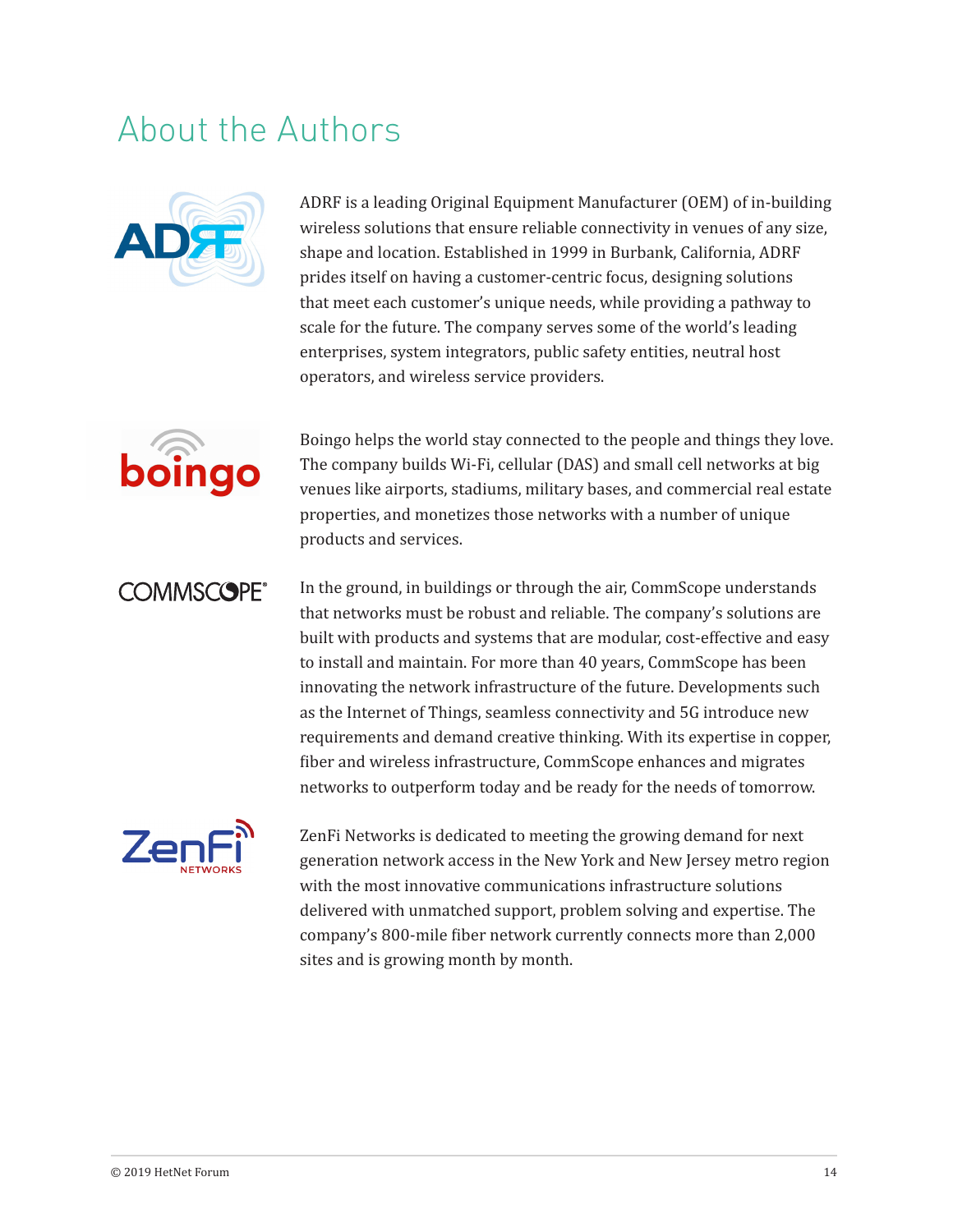# About the Authors

ADRF is a leading Original Equipment Manufacturer (OEM) of in-building wireless solutions that ensure reliable connectivity in venues of any size, shape and location. Established in 1999 in Burbank, California, ADRF prides itself on having a customer-centric focus, designing solutions that meet each customer's unique needs, while providing a pathway to scale for the future. The company serves some of the world's leading enterprises, system integrators, public safety entities, neutral host operators, and wireless service providers.

Boingo helps the world stay connected to the people and things they love. The company builds Wi-Fi, cellular (DAS) and small cell networks at big venues like airports, stadiums, military bases, and commercial real estate properties, and monetizes those networks with a number of unique products and services.

In the ground, in buildings or through the air, CommScope understands that networks must be robust and reliable. The company's solutions are built with products and systems that are modular, cost-effective and easy to install and maintain. For more than 40 years, CommScope has been innovating the network infrastructure of the future. Developments such as the Internet of Things, seamless connectivity and 5G introduce new requirements and demand creative thinking. With its expertise in copper, fiber and wireless infrastructure, CommScope enhances and migrates networks to outperform today and be ready for the needs of tomorrow.

ZenFi Networks is dedicated to meeting the growing demand for next generation network access in the New York and New Jersey metro region with the most innovative communications infrastructure solutions delivered with unmatched support, problem solving and expertise. The company's 800-mile fiber network currently connects more than 2,000 sites and is growing month by month.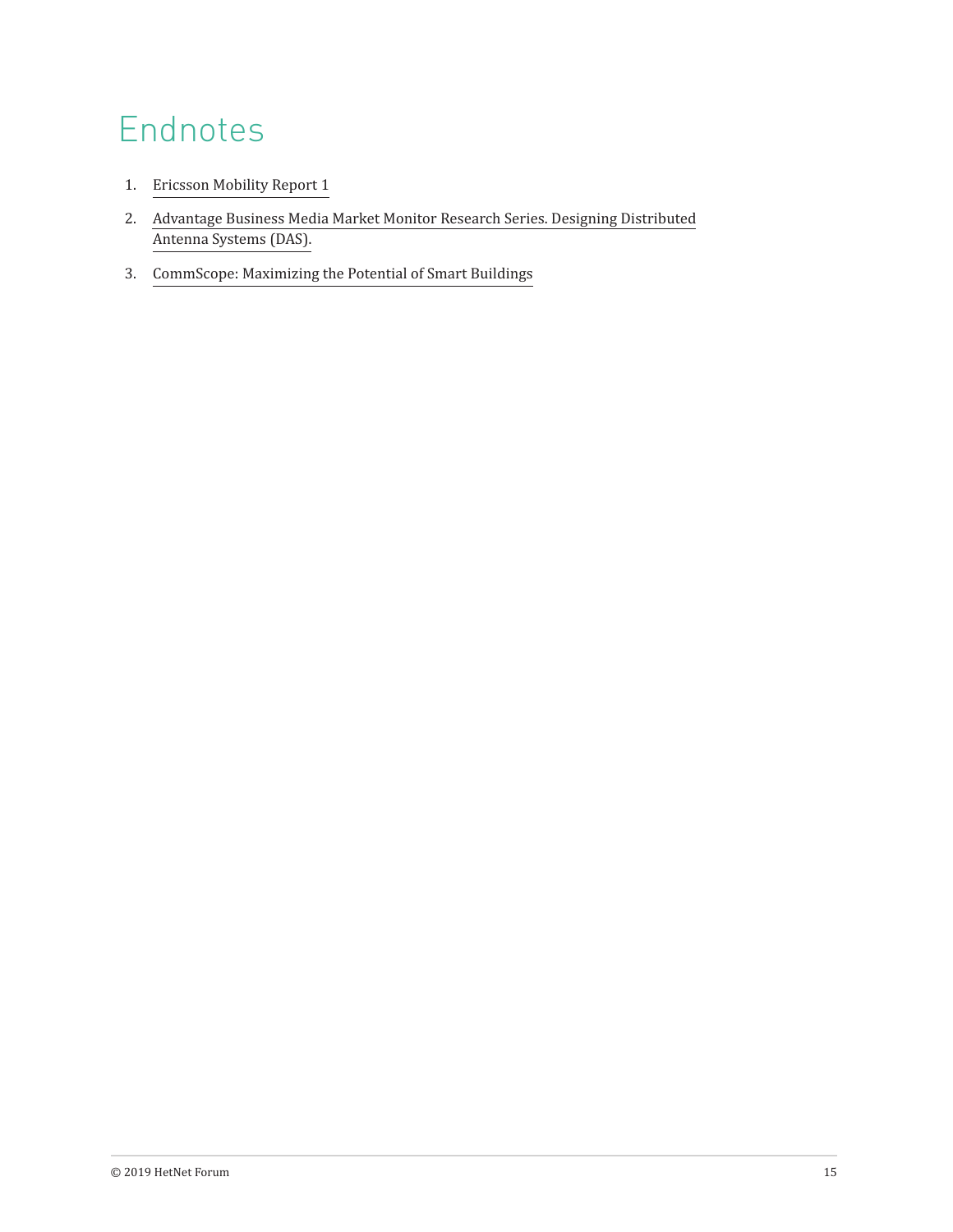# Endnotes

1. Ericsson Mobility Report 1
2. Advantage Business Media Market Monitor Research Series. Designing Distributed Antenna Systems (DAS).
3. CommScope: Maximizing the Potential of Smart Buildings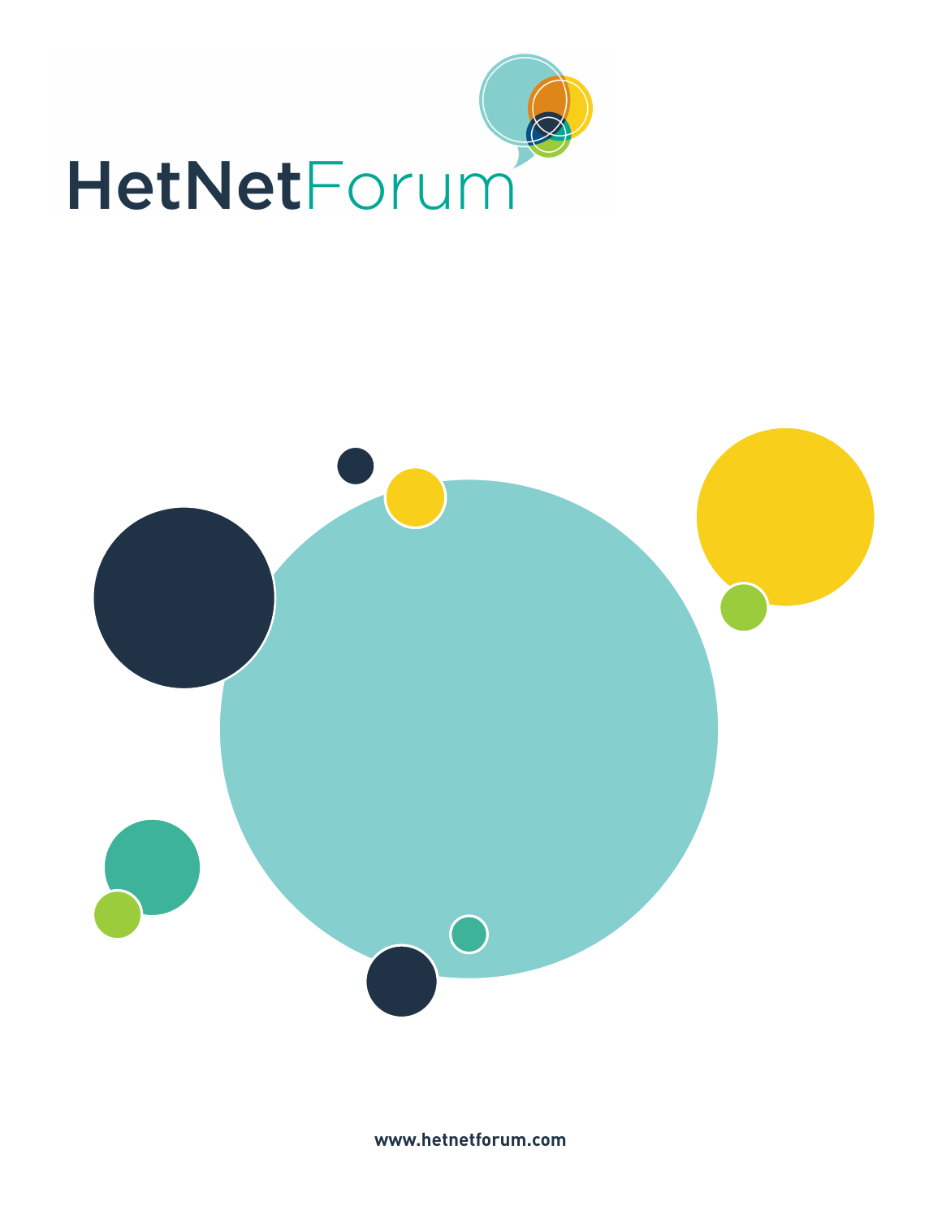HetNetForum

www.hetnetforum.com